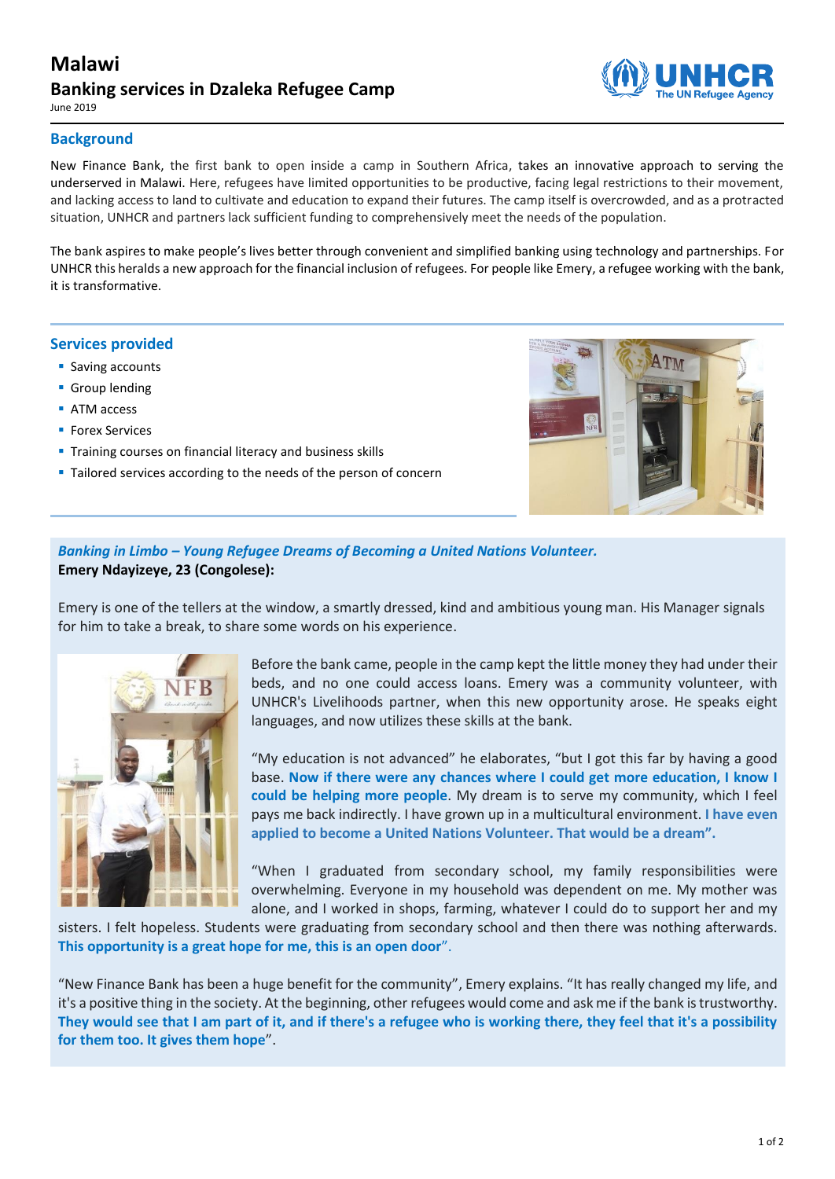# Malawi

## Banking services in Dzaleka Refugee Camp

June 2019

### Background

New Finance Bank, the first bank to open inside a camp in Southern Africa, takes an innovative approach to serving the underserved in Malawi. Here, refugees have limited opportunities to be productive, facing legal restrictions to their movement, and lacking access to land to cultivate and education to expand their futures. The camp itself is overcrowded, and as a protracted situation, UNHCR and partners lack sufficient funding to comprehensively meet the needs of the population.

The bank aspires to make people's lives better through convenient and simplified banking using technology and partnerships. For UNHCR this heralds a new approach for the financial inclusion of refugees. For people like Emery, a refugee working with the bank, it is transformative.

### Services provided

- Saving accounts
- Group lending
- ATM access
- Forex Services
- Training courses on financial literacy and business skills
- Tailored services according to the needs of the person of concern

***Banking in Limbo – Young Refugee Dreams of Becoming a United Nations Volunteer.***

**Emery Ndayizeye, 23 (Congolese):**

Emery is one of the tellers at the window, a smartly dressed, kind and ambitious young man. His Manager signals for him to take a break, to share some words on his experience.

Before the bank came, people in the camp kept the little money they had under their beds, and no one could access loans. Emery was a community volunteer, with UNHCR's Livelihoods partner, when this new opportunity arose. He speaks eight languages, and now utilizes these skills at the bank.

"My education is not advanced" he elaborates, "but I got this far by having a good base. **Now if there were any chances where I could get more education, I know I could be helping more people**. My dream is to serve my community, which I feel pays me back indirectly. I have grown up in a multicultural environment. **I have even applied to become a United Nations Volunteer. That would be a dream".**

"When I graduated from secondary school, my family responsibilities were overwhelming. Everyone in my household was dependent on me. My mother was alone, and I worked in shops, farming, whatever I could do to support her and my sisters. I felt hopeless. Students were graduating from secondary school and then there was nothing afterwards. **This opportunity is a great hope for me, this is an open door**".

"New Finance Bank has been a huge benefit for the community", Emery explains. "It has really changed my life, and it's a positive thing in the society. At the beginning, other refugees would come and ask me if the bank is trustworthy. **They would see that I am part of it, and if there's a refugee who is working there, they feel that it's a possibility for them too. It gives them hope**".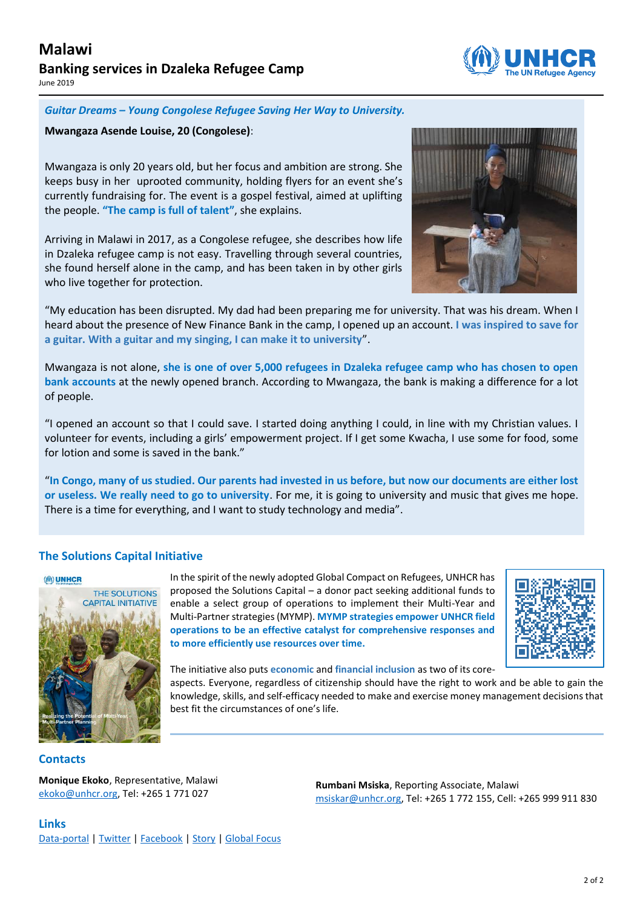# Malawi

## Banking services in Dzaleka Refugee Camp

June 2019

***Guitar Dreams – Young Congolese Refugee Saving Her Way to University.***

**Mwangaza Asende Louise, 20 (Congolese)**:

Mwangaza is only 20 years old, but her focus and ambition are strong. She keeps busy in her uprooted community, holding flyers for an event she's currently fundraising for. The event is a gospel festival, aimed at uplifting the people. **"The camp is full of talent"**, she explains.

Arriving in Malawi in 2017, as a Congolese refugee, she describes how life in Dzaleka refugee camp is not easy. Travelling through several countries, she found herself alone in the camp, and has been taken in by other girls who live together for protection.

"My education has been disrupted. My dad had been preparing me for university. That was his dream. When I heard about the presence of New Finance Bank in the camp, I opened up an account. **I was inspired to save for a guitar. With a guitar and my singing, I can make it to university**".

Mwangaza is not alone, **she is one of over 5,000 refugees in Dzaleka refugee camp who has chosen to open bank accounts** at the newly opened branch. According to Mwangaza, the bank is making a difference for a lot of people.

"I opened an account so that I could save. I started doing anything I could, in line with my Christian values. I volunteer for events, including a girls' empowerment project. If I get some Kwacha, I use some for food, some for lotion and some is saved in the bank."

"**In Congo, many of us studied. Our parents had invested in us before, but now our documents are either lost or useless. We really need to go to university**. For me, it is going to university and music that gives me hope. There is a time for everything, and I want to study technology and media".

### The Solutions Capital Initiative

In the spirit of the newly adopted Global Compact on Refugees, UNHCR has proposed the Solutions Capital – a donor pact seeking additional funds to enable a select group of operations to implement their Multi-Year and Multi-Partner strategies (MYMP). **MYMP strategies empower UNHCR field operations to be an effective catalyst for comprehensive responses and to more efficiently use resources over time.**

The initiative also puts **economic** and **financial inclusion** as two of its core-aspects. Everyone, regardless of citizenship should have the right to work and be able to gain the knowledge, skills, and self-efficacy needed to make and exercise money management decisions that best fit the circumstances of one's life.

### Contacts

**Monique Ekoko**, Representative, Malawi
ekoko@unhcr.org, Tel: +265 1 771 027

**Rumbani Msiska**, Reporting Associate, Malawi
msiskar@unhcr.org, Tel: +265 1 772 155, Cell: +265 999 911 830

### Links

Data-portal | Twitter | Facebook | Story | Global Focus